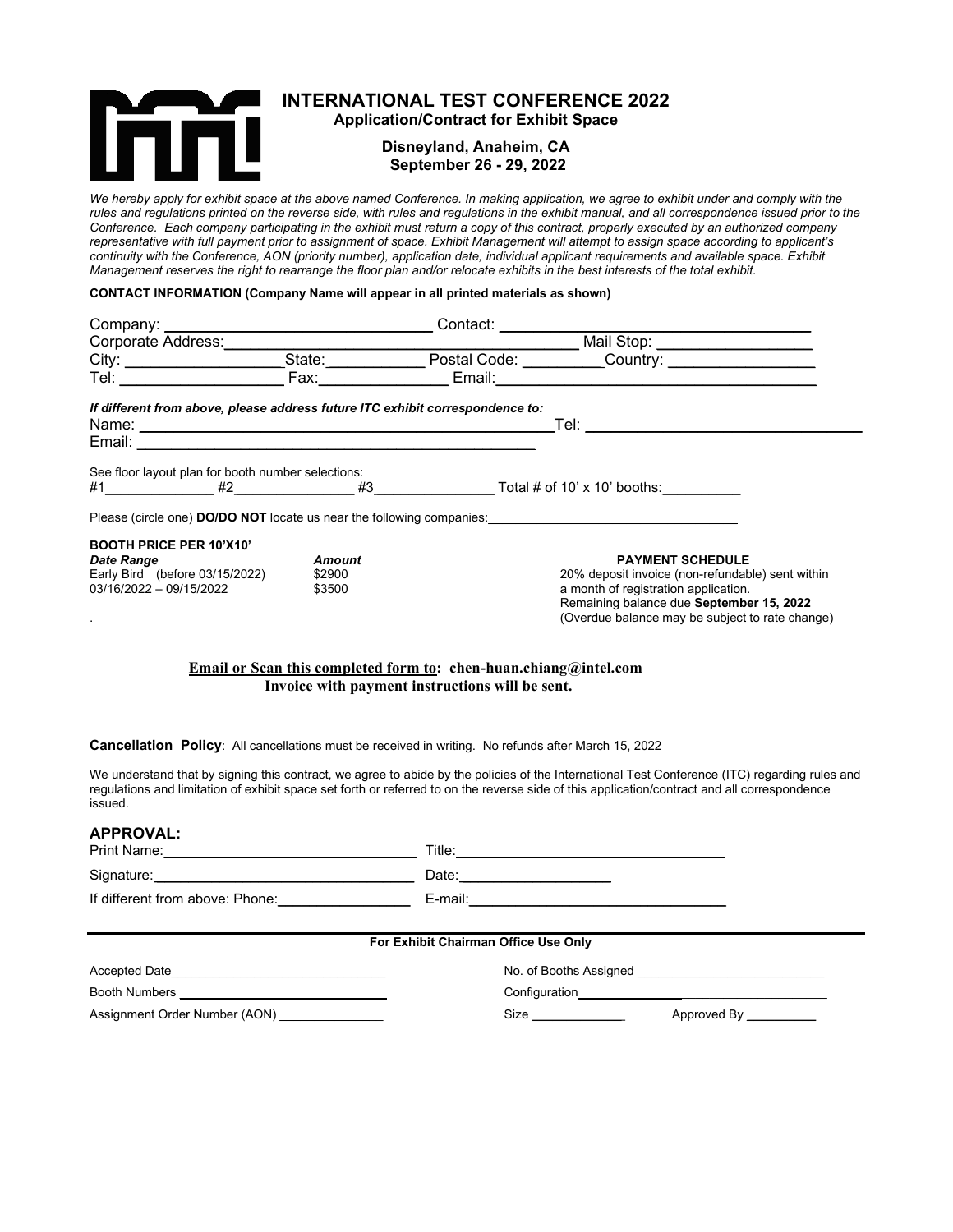# INTERNATIONAL TEST CONFERENCE 2022

**Application/Contract for Exhibit Space**

**Disneyland, Anaheim, CA**
**September 26 - 29, 2022**

*We hereby apply for exhibit space at the above named Conference. In making application, we agree to exhibit under and comply with the rules and regulations printed on the reverse side, with rules and regulations in the exhibit manual, and all correspondence issued prior to the Conference. Each company participating in the exhibit must return a copy of this contract, properly executed by an authorized company representative with full payment prior to assignment of space. Exhibit Management will attempt to assign space according to applicant's continuity with the Conference, AON (priority number), application date, individual applicant requirements and available space. Exhibit Management reserves the right to rearrange the floor plan and/or relocate exhibits in the best interests of the total exhibit.*

**CONTACT INFORMATION (Company Name will appear in all printed materials as shown)**

Company: ______________________________ Contact: ______________________________

Corporate Address: ______________________________ Mail Stop: ________________

City: ________________ State: ___________ Postal Code: __________ Country: ________________

Tel: ________________ Fax: ______________ Email: ______________________________

***If different from above, please address future ITC exhibit correspondence to:***

Name: ______________________________ Tel: ______________________________

Email: ______________________________

See floor layout plan for booth number selections:

#1_____________ #2_____________ #3_____________ Total # of 10' x 10' booths: _________

Please (circle one) **DO/DO NOT** locate us near the following companies: ______________________________

**BOOTH PRICE PER 10'X10'**

| *Date Range* | *Amount* |
|---|---|
| Early Bird (before 03/15/2022) | $2900 |
| 03/16/2022 – 09/15/2022 | $3500 |

**PAYMENT SCHEDULE**

20% deposit invoice (non-refundable) sent within a month of registration application.
Remaining balance due **September 15, 2022**
(Overdue balance may be subject to rate change)

**<u>Email or Scan this completed form to</u>: chen-huan.chiang@intel.com**
**Invoice with payment instructions will be sent.**

**Cancellation Policy**: All cancellations must be received in writing. No refunds after March 15, 2022

We understand that by signing this contract, we agree to abide by the policies of the International Test Conference (ITC) regarding rules and regulations and limitation of exhibit space set forth or referred to on the reverse side of this application/contract and all correspondence issued.

## APPROVAL:

Print Name: ______________________________ Title: ______________________________

Signature: ______________________________ Date: ________________

If different from above: Phone: ______________ E-mail: ______________________________

**For Exhibit Chairman Office Use Only**

Accepted Date ______________________________ No. of Booths Assigned ______________________________

Booth Numbers ______________________________ Configuration ______________________________

Assignment Order Number (AON) ______________ Size ____________ Approved By __________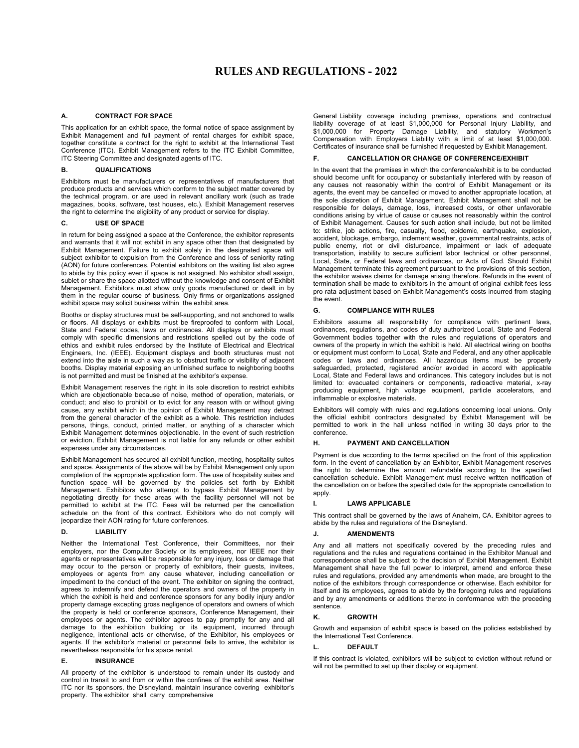# RULES AND REGULATIONS - 2022

## A. CONTRACT FOR SPACE

This application for an exhibit space, the formal notice of space assignment by Exhibit Management and full payment of rental charges for exhibit space, together constitute a contract for the right to exhibit at the International Test Conference (ITC). Exhibit Management refers to the ITC Exhibit Committee, ITC Steering Committee and designated agents of ITC.

## B. QUALIFICATIONS

Exhibitors must be manufacturers or representatives of manufacturers that produce products and services which conform to the subject matter covered by the technical program, or are used in relevant ancillary work (such as trade magazines, books, software, test houses, etc.). Exhibit Management reserves the right to determine the eligibility of any product or service for display.

## C. USE OF SPACE

In return for being assigned a space at the Conference, the exhibitor represents and warrants that it will not exhibit in any space other than that designated by Exhibit Management. Failure to exhibit solely in the designated space will subject exhibitor to expulsion from the Conference and loss of seniority rating (AON) for future conferences. Potential exhibitors on the waiting list also agree to abide by this policy even if space is not assigned. No exhibitor shall assign, sublet or share the space allotted without the knowledge and consent of Exhibit Management. Exhibitors must show only goods manufactured or dealt in by them in the regular course of business. Only firms or organizations assigned exhibit space may solicit business within the exhibit area.

Booths or display structures must be self-supporting, and not anchored to walls or floors. All displays or exhibits must be fireproofed to conform with Local, State and Federal codes, laws or ordinances. All displays or exhibits must comply with specific dimensions and restrictions spelled out by the code of ethics and exhibit rules endorsed by the Institute of Electrical and Electrical Engineers, Inc. (IEEE). Equipment displays and booth structures must not extend into the aisle in such a way as to obstruct traffic or visibility of adjacent booths. Display material exposing an unfinished surface to neighboring booths is not permitted and must be finished at the exhibitor's expense.

Exhibit Management reserves the right in its sole discretion to restrict exhibits which are objectionable because of noise, method of operation, materials, or conduct; and also to prohibit or to evict for any reason with or without giving cause, any exhibit which in the opinion of Exhibit Management may detract from the general character of the exhibit as a whole. This restriction includes persons, things, conduct, printed matter, or anything of a character which Exhibit Management determines objectionable. In the event of such restriction or eviction, Exhibit Management is not liable for any refunds or other exhibit expenses under any circumstances.

Exhibit Management has secured all exhibit function, meeting, hospitality suites and space. Assignments of the above will be by Exhibit Management only upon completion of the appropriate application form. The use of hospitality suites and function space will be governed by the policies set forth by Exhibit Management. Exhibitors who attempt to bypass Exhibit Management by negotiating directly for these areas with the facility personnel will not be permitted to exhibit at the ITC. Fees will be returned per the cancellation schedule on the front of this contract. Exhibitors who do not comply will jeopardize their AON rating for future conferences.

## D. LIABILITY

Neither the International Test Conference, their Committees, nor their employers, nor the Computer Society or its employees, nor IEEE nor their agents or representatives will be responsible for any injury, loss or damage that may occur to the person or property of exhibitors, their guests, invitees, employees or agents from any cause whatever, including cancellation or impediment to the conduct of the event. The exhibitor on signing the contract, agrees to indemnify and defend the operators and owners of the property in which the exhibit is held and conference sponsors for any bodily injury and/or property damage excepting gross negligence of operators and owners of which the property is held or conference sponsors, Conference Management, their employees or agents. The exhibitor agrees to pay promptly for any and all damage to the exhibition building or its equipment, incurred through negligence, intentional acts or otherwise, of the Exhibitor, his employees or agents. If the exhibitor's material or personnel fails to arrive, the exhibitor is nevertheless responsible for his space rental.

## E. INSURANCE

All property of the exhibitor is understood to remain under its custody and control in transit to and from or within the confines of the exhibit area. Neither ITC nor its sponsors, the Disneyland, maintain insurance covering exhibitor's property. The exhibitor shall carry comprehensive General Liability coverage including premises, operations and contractual liability coverage of at least $1,000,000 for Personal Injury Liability, and $1,000,000 for Property Damage Liability, and statutory Workmen's Compensation with Employers Liability with a limit of at least $1,000,000. Certificates of insurance shall be furnished if requested by Exhibit Management.

## F. CANCELLATION OR CHANGE OF CONFERENCE/EXHIBIT

In the event that the premises in which the conference/exhibit is to be conducted should become unfit for occupancy or substantially interfered with by reason of any causes not reasonably within the control of Exhibit Management or its agents, the event may be cancelled or moved to another appropriate location, at the sole discretion of Exhibit Management. Exhibit Management shall not be responsible for delays, damage, loss, increased costs, or other unfavorable conditions arising by virtue of cause or causes not reasonably within the control of Exhibit Management. Causes for such action shall include, but not be limited to: strike, job actions, fire, casualty, flood, epidemic, earthquake, explosion, accident, blockage, embargo, inclement weather, governmental restraints, acts of public enemy, riot or civil disturbance, impairment or lack of adequate transportation, inability to secure sufficient labor technical or other personnel, Local, State, or Federal laws and ordinances, or Acts of God. Should Exhibit Management terminate this agreement pursuant to the provisions of this section, the exhibitor waives claims for damage arising therefore. Refunds in the event of termination shall be made to exhibitors in the amount of original exhibit fees less pro rata adjustment based on Exhibit Management's costs incurred from staging the event.

## G. COMPLIANCE WITH RULES

Exhibitors assume all responsibility for compliance with pertinent laws, ordinances, regulations, and codes of duty authorized Local, State and Federal Government bodies together with the rules and regulations of operators and owners of the property in which the exhibit is held. All electrical wiring on booths or equipment must conform to Local, State and Federal, and any other applicable codes or laws and ordinances. All hazardous items must be properly safeguarded, protected, registered and/or avoided in accord with applicable Local, State and Federal laws and ordinances. This category includes but is not limited to: evacuated containers or components, radioactive material, x-ray producing equipment, high voltage equipment, particle accelerators, and inflammable or explosive materials.

Exhibitors will comply with rules and regulations concerning local unions. Only the official exhibit contractors designated by Exhibit Management will be permitted to work in the hall unless notified in writing 30 days prior to the conference.

## H. PAYMENT AND CANCELLATION

Payment is due according to the terms specified on the front of this application form. In the event of cancellation by an Exhibitor, Exhibit Management reserves the right to determine the amount refundable according to the specified cancellation schedule. Exhibit Management must receive written notification of the cancellation on or before the specified date for the appropriate cancellation to apply.

## I. LAWS APPLICABLE

This contract shall be governed by the laws of Anaheim, CA. Exhibitor agrees to abide by the rules and regulations of the Disneyland.

## J. AMENDMENTS

Any and all matters not specifically covered by the preceding rules and regulations and the rules and regulations contained in the Exhibitor Manual and correspondence shall be subject to the decision of Exhibit Management. Exhibit Management shall have the full power to interpret, amend and enforce these rules and regulations, provided any amendments when made, are brought to the notice of the exhibitors through correspondence or otherwise. Each exhibitor for itself and its employees, agrees to abide by the foregoing rules and regulations and by any amendments or additions thereto in conformance with the preceding sentence.

## K. GROWTH

Growth and expansion of exhibit space is based on the policies established by the International Test Conference.

## L. DEFAULT

If this contract is violated, exhibitors will be subject to eviction without refund or will not be permitted to set up their display or equipment.